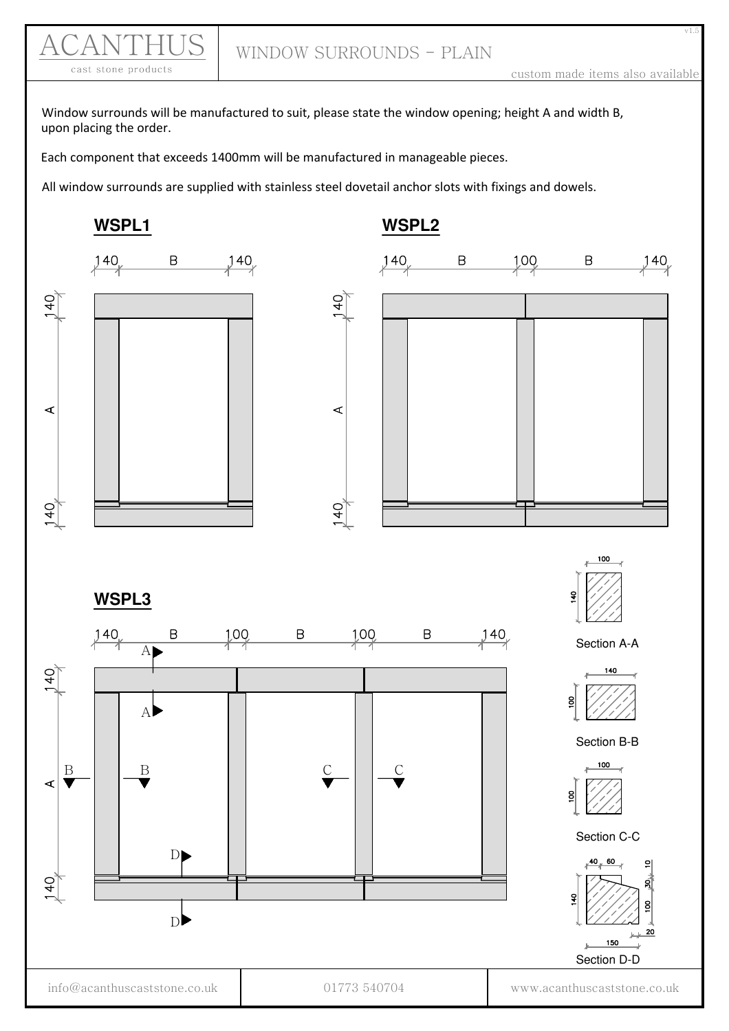# ACANTHUS

cast stone products

## WINDOW SURROUNDS - PLAIN

custom made items also available

Window surrounds will be manufactured to suit, please state the window opening; height A and width B, upon placing the order.

Each component that exceeds 1400mm will be manufactured in manageable pieces.

All window surrounds are supplied with stainless steel dovetail anchor slots with fixings and dowels.

### WSPL1

140 B 140

140 A 140

### WSPL2

140 B 100 B 140

140 A 140

### WSPL3

140 B 100 B 100 B 140

140 A 140

A A B B C C D D

100 140

Section A-A

140 100

Section B-B

100 100

Section C-C

40 60 10 30 100 140 150 20

Section D-D

info@acanthuscaststone.co.uk | 01773 540704 | www.acanthuscaststone.co.uk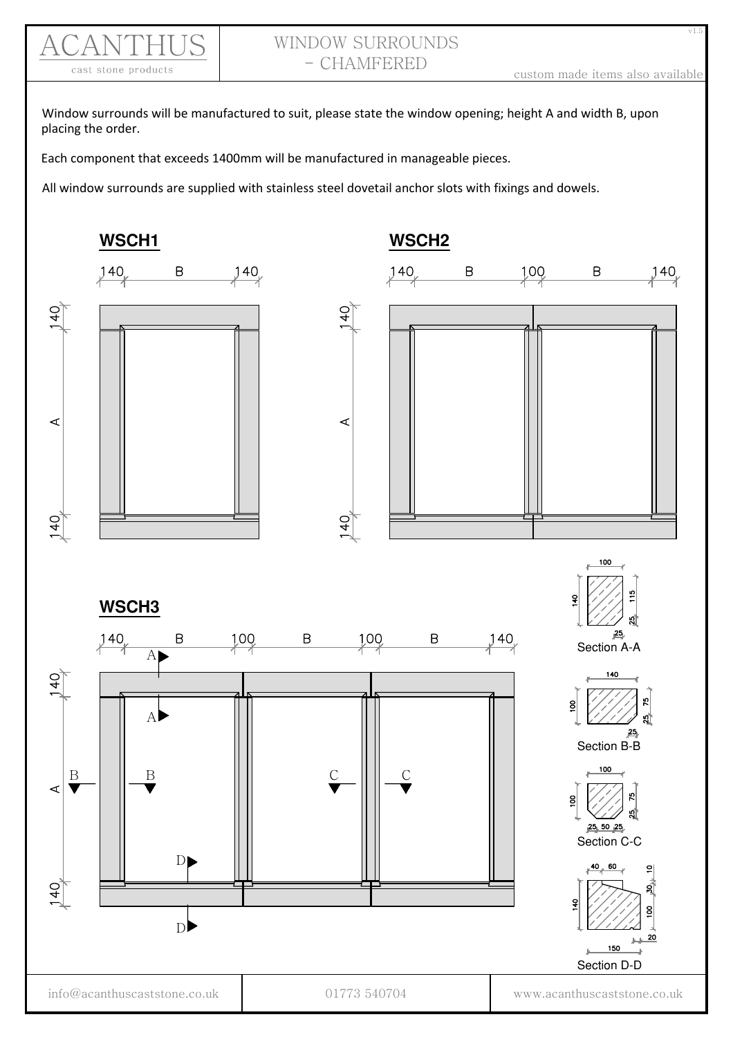# WINDOW SURROUNDS - CHAMFERED

custom made items also available

Window surrounds will be manufactured to suit, please state the window opening; height A and width B, upon placing the order.

Each component that exceeds 1400mm will be manufactured in manageable pieces.

All window surrounds are supplied with stainless steel dovetail anchor slots with fixings and dowels.

## WSCH1

140 B 140

140

A

140

## WSCH2

140 B 100 B 140

140

A

140

## WSCH3

140 B 100 B 100 B 140

140

A

140

A A B B C C D D

100
140
115
25
25
Section A-A

140
100
75
25
25
Section B-B

100
100
75
25
25 50 25
Section C-C

40 60
10
30
140
100
20
150
Section D-D

info@acanthuscaststone.co.uk | 01773 540704 | www.acanthuscaststone.co.uk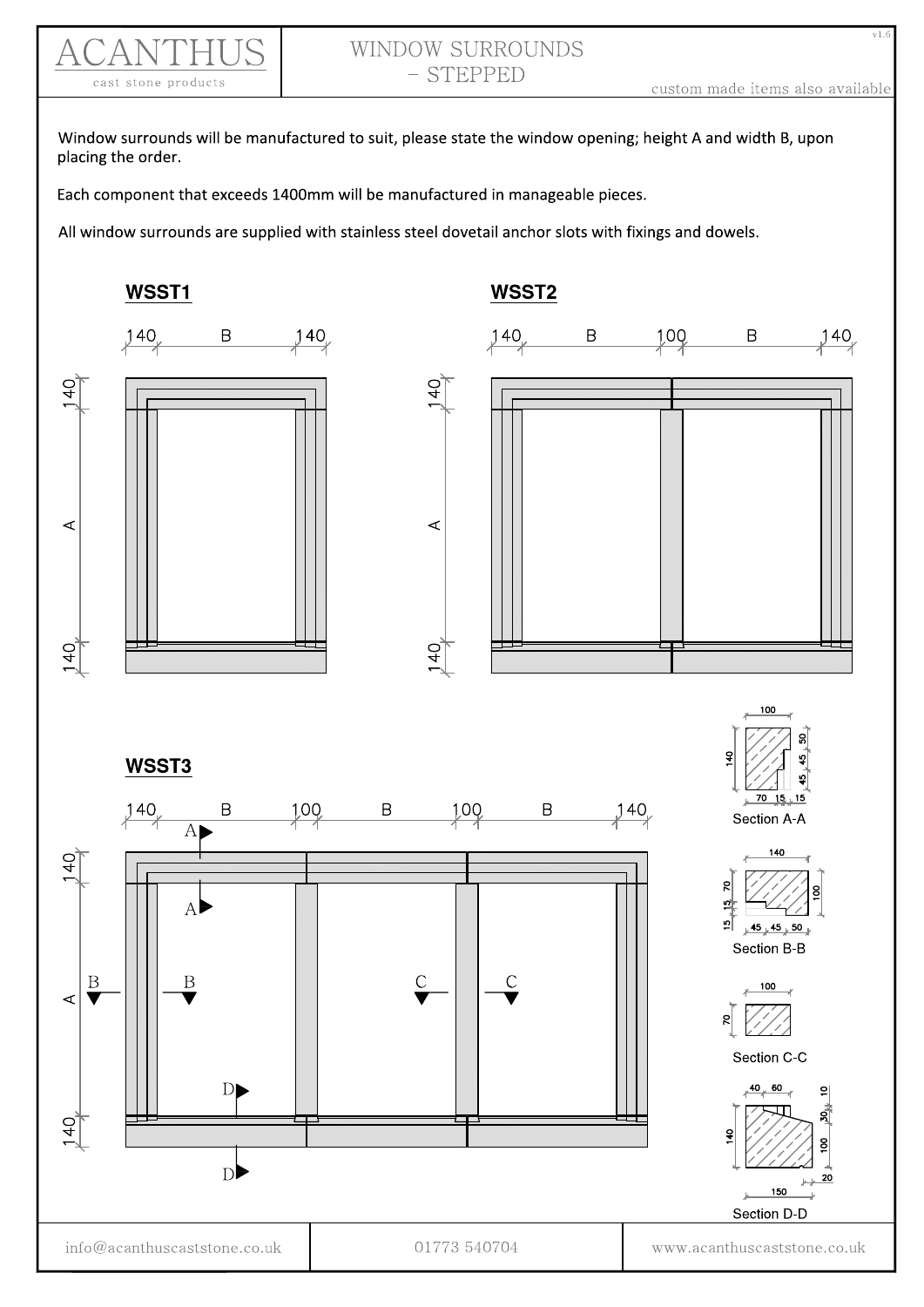ACANTHUS
cast stone products

# WINDOW SURROUNDS - STEPPED

custom made items also available

Window surrounds will be manufactured to suit, please state the window opening; height A and width B, upon placing the order.

Each component that exceeds 1400mm will be manufactured in manageable pieces.

All window surrounds are supplied with stainless steel dovetail anchor slots with fixings and dowels.

## WSST1

140 B 140

140 A 140

## WSST2

140 B 100 B 140

140 A 140

## WSST3

140 B 100 B 100 B 140

140 A 140

A A B B C C D D

100 140 50 45 45 70 15 15

Section A-A

140 70 15 15 100 45 45 50

Section B-B

100 70

Section C-C

40 60 10 30 140 100 20 150

Section D-D

info@acanthuscaststone.co.uk | 01773 540704 | www.acanthuscaststone.co.uk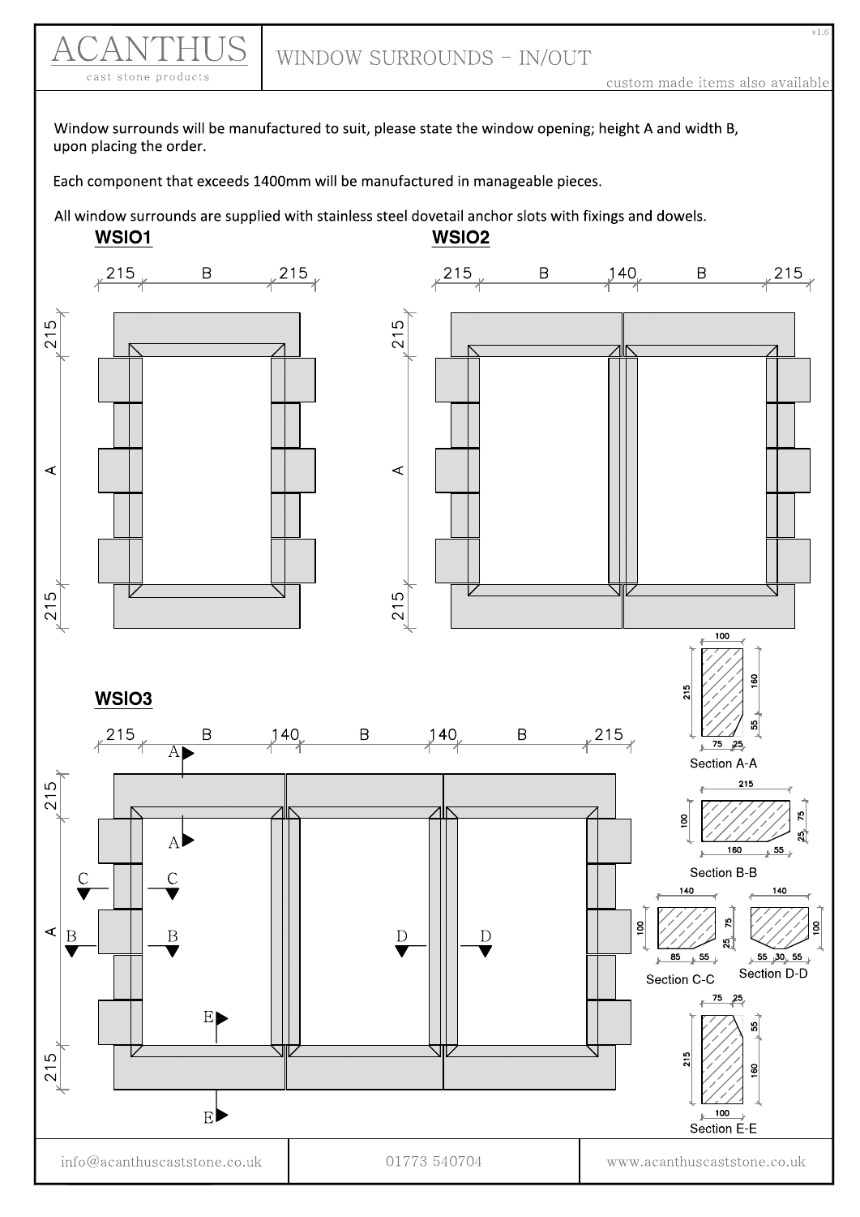# ACANTHUS

cast stone products

## WINDOW SURROUNDS - IN/OUT

custom made items also available

Window surrounds will be manufactured to suit, please state the window opening; height A and width B, upon placing the order.

Each component that exceeds 1400mm will be manufactured in manageable pieces.

All window surrounds are supplied with stainless steel dovetail anchor slots with fixings and dowels.

### WSIO1

215 B 215

215 A 215

### WSIO2

215 B 140 B 215

215 A 215

### WSIO3

215 B 140 B 140 B 215

215 A 215

A A B B C C D D E E

Section A-A
100 215 160 55 75 25

Section B-B
215 100 75 25 160 55

Section C-C
140 100 75 25 85 55

Section D-D
140 100 55 30 55

Section E-E
75 25 55 215 160 100

info@acanthuscaststone.co.uk | 01773 540704 | www.acanthuscaststone.co.uk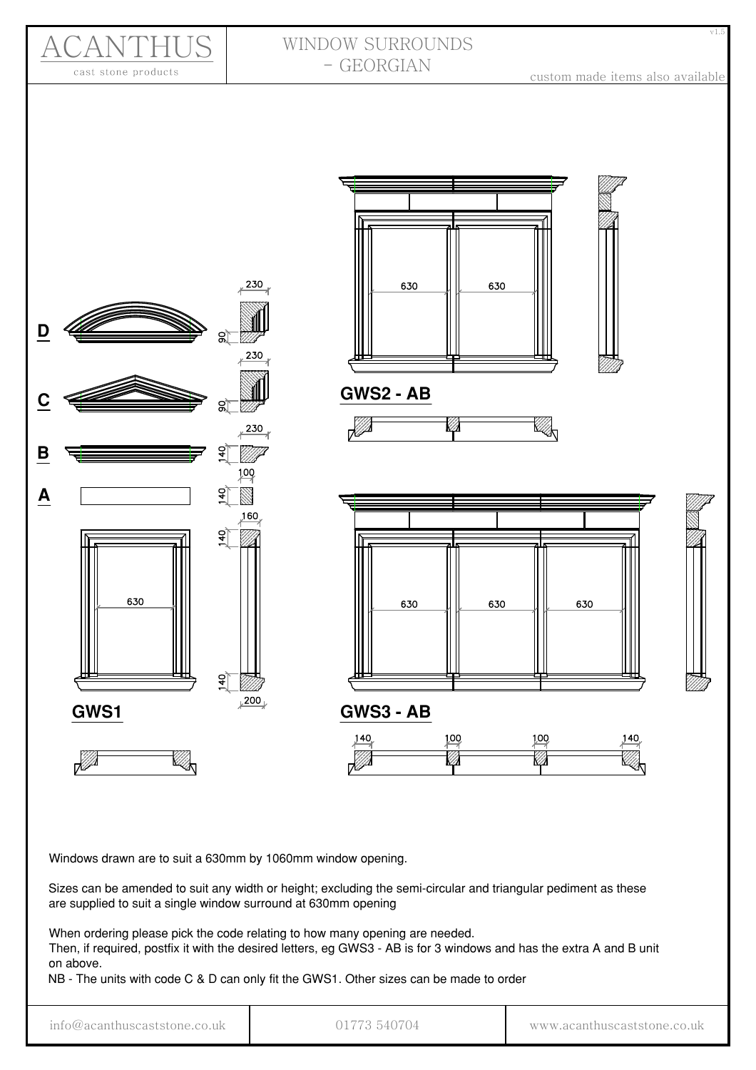ACANTHUS

cast stone products

# WINDOW SURROUNDS - GEORGIAN

custom made items also available

D

C

B

A

230

90

230

90

230

140

100

140

160

140

630

140

200

GWS1

630

630

GWS2 - AB

630

630

630

GWS3 - AB

140

100

100

140

Windows drawn are to suit a 630mm by 1060mm window opening.

Sizes can be amended to suit any width or height; excluding the semi-circular and triangular pediment as these are supplied to suit a single window surround at 630mm opening

When ordering please pick the code relating to how many opening are needed.
Then, if required, postfix it with the desired letters, eg GWS3 - AB is for 3 windows and has the extra A and B unit on above.
NB - The units with code C & D can only fit the GWS1. Other sizes can be made to order

info@acanthuscaststone.co.uk | 01773 540704 | www.acanthuscaststone.co.uk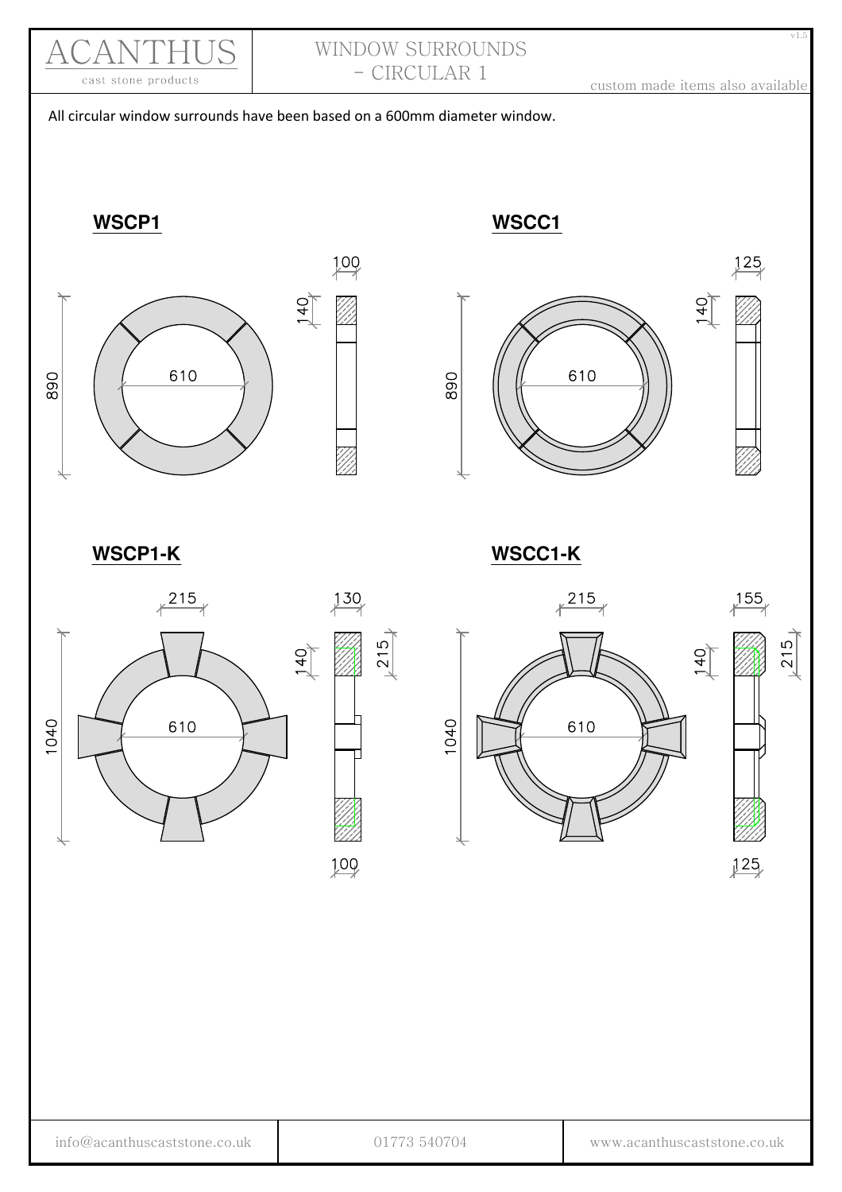# WINDOW SURROUNDS - CIRCULAR 1

custom made items also available

All circular window surrounds have been based on a 600mm diameter window.

**WSCP1**

100
140
890
610

**WSCC1**

125
140
890
610

**WSCP1-K**

215
130
140
215
1040
610
100

**WSCC1-K**

215
155
140
215
1040
610
125

info@acanthuscaststone.co.uk | 01773 540704 | www.acanthuscaststone.co.uk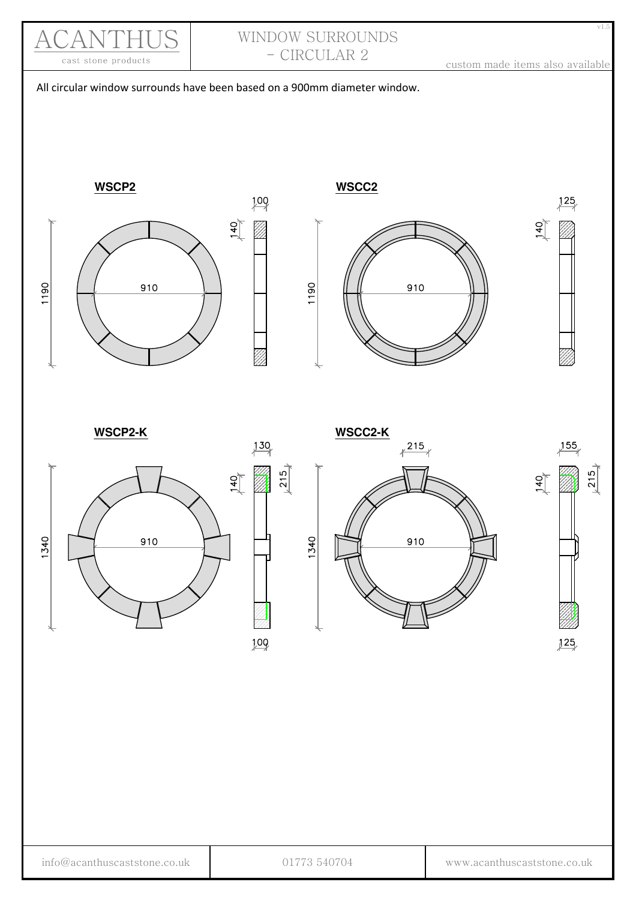# ACANTHUS

cast stone products

## WINDOW SURROUNDS - CIRCULAR 2

custom made items also available

All circular window surrounds have been based on a 900mm diameter window.

**WSCP2**

1190

910

100

140

**WSCC2**

1190

910

125

140

**WSCP2-K**

1340

910

130

140

215

100

**WSCC2-K**

215

1340

910

155

140

215

125

info@acanthuscaststone.co.uk | 01773 540704 | www.acanthuscaststone.co.uk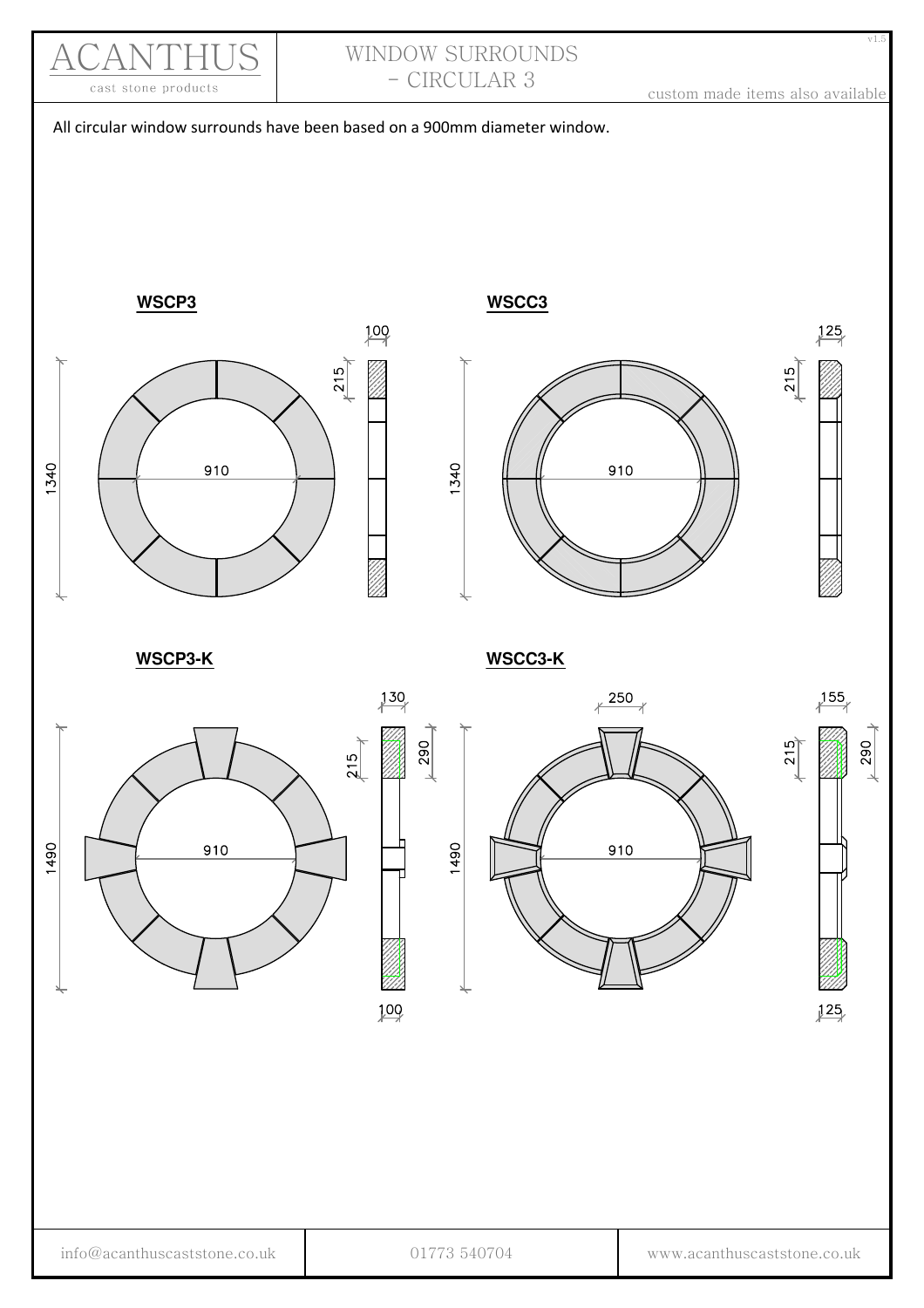ACANTHUS

cast stone products

# WINDOW SURROUNDS - CIRCULAR 3

custom made items also available

All circular window surrounds have been based on a 900mm diameter window.

**WSCP3**

1340

910

215

100

**WSCC3**

1340

910

215

125

**WSCP3-K**

1490

910

215

290

130

100

**WSCC3-K**

1490

910

250

215

290

155

125

info@acanthuscaststone.co.uk | 01773 540704 | www.acanthuscaststone.co.uk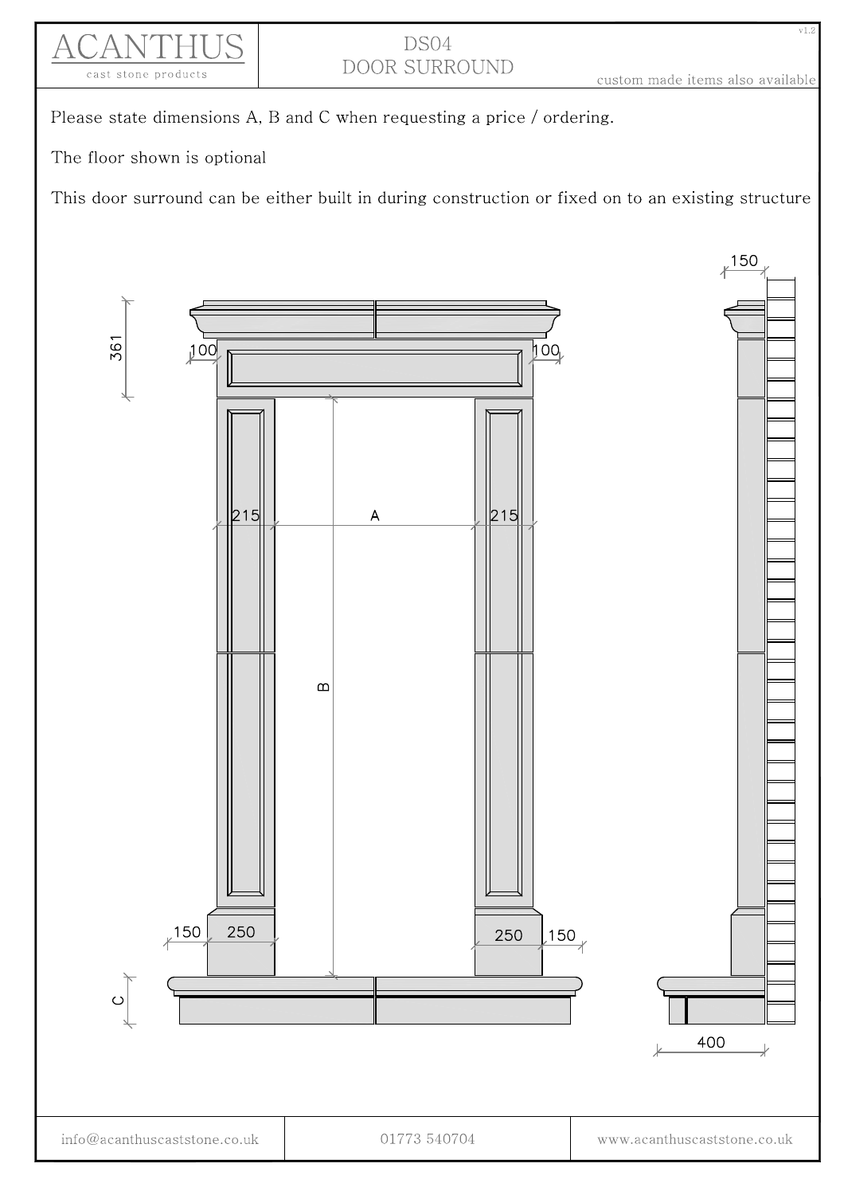# ACANTHUS

cast stone products

## DS04 DOOR SURROUND

custom made items also available

v1.2

Please state dimensions A, B and C when requesting a price / ordering.

The floor shown is optional

This door surround can be either built in during construction or fixed on to an existing structure

361

100

100

215

A

215

B

150

250

250

150

C

150

400

info@acanthuscaststone.co.uk | 01773 540704 | www.acanthuscaststone.co.uk